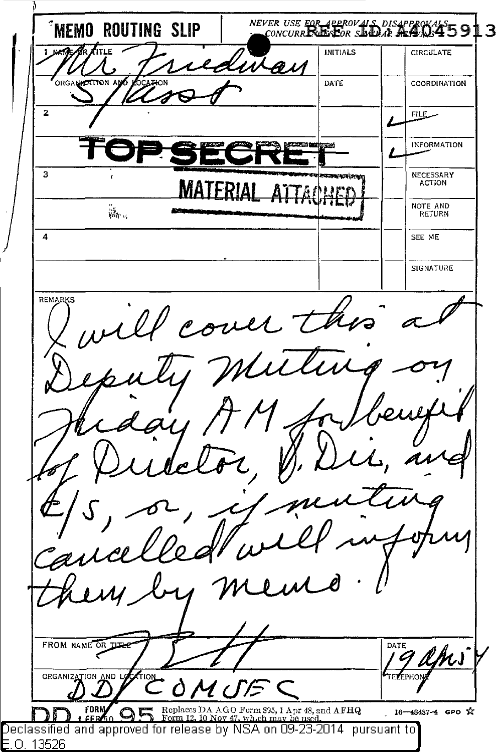# MEMO ROUTING SLIP

NEVER USE FOR APPROVALS, DISAPPROVALS, CONCURRENCES, OR SIMILAR ACTIONS

REF ID:A4045913

| | | INITIALS | | CIRCULATE |
|---|---|---|---|---|
| 1 NAME OR TITLE | Mr Friedman | | | |
| ORGANIZATION AND LOCATION | S/Asst | DATE | | COORDINATION |
| 2 | | | ✓ | FILE |
| | **TOP SECRET** | | ✓ | INFORMATION |
| 3 | MATERIAL ATTACHED | | | NECESSARY ACTION |
| | | | | NOTE AND RETURN |
| 4 | | | | SEE ME |
| | | | | SIGNATURE |

REMARKS

I will cover this at Deputy Meeting on Friday AM for benefit of Director, D. Dir, and E/S, or, if meeting cancelled will inform them by memo.

| FROM NAME OR TITLE | DATE |
|---|---|
| [signature] | 19 Apr 54 |
| ORGANIZATION AND LOCATION | TELEPHONE |
| DD/COMSEC | |

DD FORM 1 FEB 50 95 Replaces DA AGO Form 895, 1 Apr 48, and AFHQ Form 12, 10 Nov 47, which may be used. 16—48487-4 GPO

Declassified and approved for release by NSA on 09-23-2014 pursuant to E.O. 13526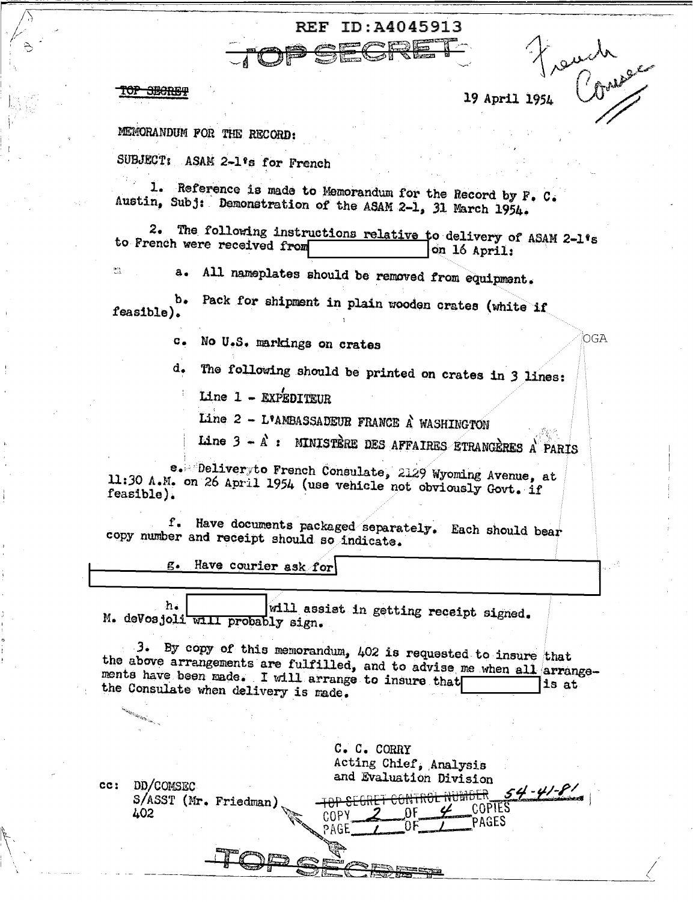REF ID:A4045913

~~TOP SECRET~~

~~TOP SECRET~~

French Consec

19 April 1954

MEMORANDUM FOR THE RECORD:

SUBJECT: ASAM 2-1's for French

1. Reference is made to Memorandum for the Record by F. C. Austin, Subj: Demonstration of the ASAM 2-1, 31 March 1954.

2. The following instructions relative to delivery of ASAM 2-1's to French were received from [REDACTED] on 16 April:

a. All nameplates should be removed from equipment.

b. Pack for shipment in plain wooden crates (white if feasible).

c. No U.S. markings on crates

OGA

d. The following should be printed on crates in 3 lines:

Line 1 - EXPÉDITEUR

Line 2 - L'AMBASSADEUR FRANCE À WASHINGTON

Line 3 - À : MINISTÈRE DES AFFAIRES ETRANGÈRES À PARIS

e. Deliver to French Consulate, 2129 Wyoming Avenue, at 11:30 A.M. on 26 April 1954 (use vehicle not obviously Govt. if feasible).

f. Have documents packaged separately. Each should bear copy number and receipt should so indicate.

g. Have courier ask for [REDACTED]

h. [REDACTED] will assist in getting receipt signed. M. deVosjoli will probably sign.

3. By copy of this memorandum, 402 is requested to insure that the above arrangements are fulfilled, and to advise me when all arrangements have been made. I will arrange to insure that [REDACTED] is at the Consulate when delivery is made.

C. C. CORRY
Acting Chief, Analysis and Evaluation Division

cc: DD/COMSEC
S/ASST (Mr. Friedman)
402

~~TOP SECRET~~ CONTROL NUMBER 54-41-81
COPY 2 OF 4 COPIES
PAGE 1 OF 1 PAGES

~~TOP SECRET~~